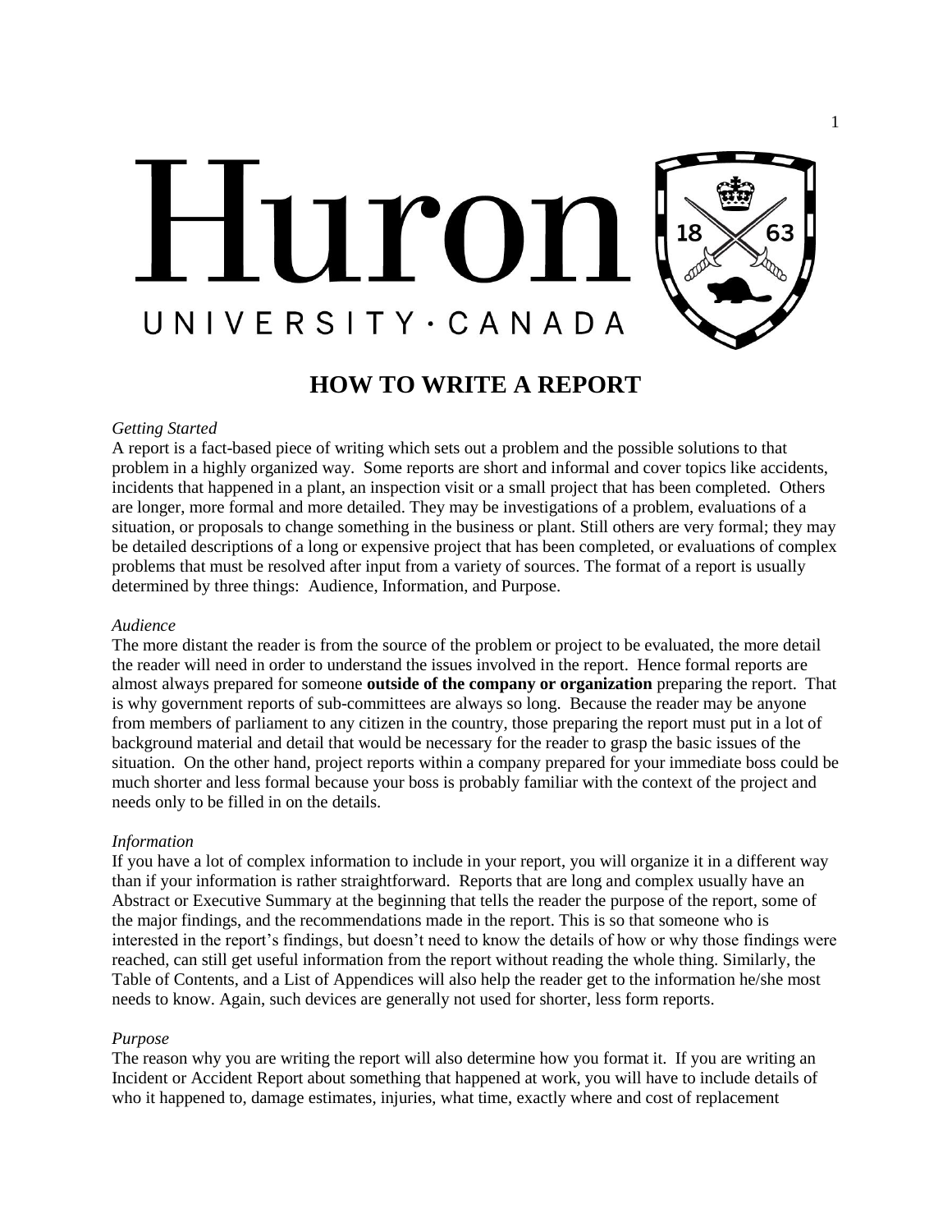# HOW TO WRITE A REPORT

*Getting Started*

A report is a fact-based piece of writing which sets out a problem and the possible solutions to that problem in a highly organized way. Some reports are short and informal and cover topics like accidents, incidents that happened in a plant, an inspection visit or a small project that has been completed. Others are longer, more formal and more detailed. They may be investigations of a problem, evaluations of a situation, or proposals to change something in the business or plant. Still others are very formal; they may be detailed descriptions of a long or expensive project that has been completed, or evaluations of complex problems that must be resolved after input from a variety of sources. The format of a report is usually determined by three things: Audience, Information, and Purpose.

*Audience*

The more distant the reader is from the source of the problem or project to be evaluated, the more detail the reader will need in order to understand the issues involved in the report. Hence formal reports are almost always prepared for someone **outside of the company or organization** preparing the report. That is why government reports of sub-committees are always so long. Because the reader may be anyone from members of parliament to any citizen in the country, those preparing the report must put in a lot of background material and detail that would be necessary for the reader to grasp the basic issues of the situation. On the other hand, project reports within a company prepared for your immediate boss could be much shorter and less formal because your boss is probably familiar with the context of the project and needs only to be filled in on the details.

*Information*

If you have a lot of complex information to include in your report, you will organize it in a different way than if your information is rather straightforward. Reports that are long and complex usually have an Abstract or Executive Summary at the beginning that tells the reader the purpose of the report, some of the major findings, and the recommendations made in the report. This is so that someone who is interested in the report's findings, but doesn't need to know the details of how or why those findings were reached, can still get useful information from the report without reading the whole thing. Similarly, the Table of Contents, and a List of Appendices will also help the reader get to the information he/she most needs to know. Again, such devices are generally not used for shorter, less form reports.

*Purpose*

The reason why you are writing the report will also determine how you format it. If you are writing an Incident or Accident Report about something that happened at work, you will have to include details of who it happened to, damage estimates, injuries, what time, exactly where and cost of replacement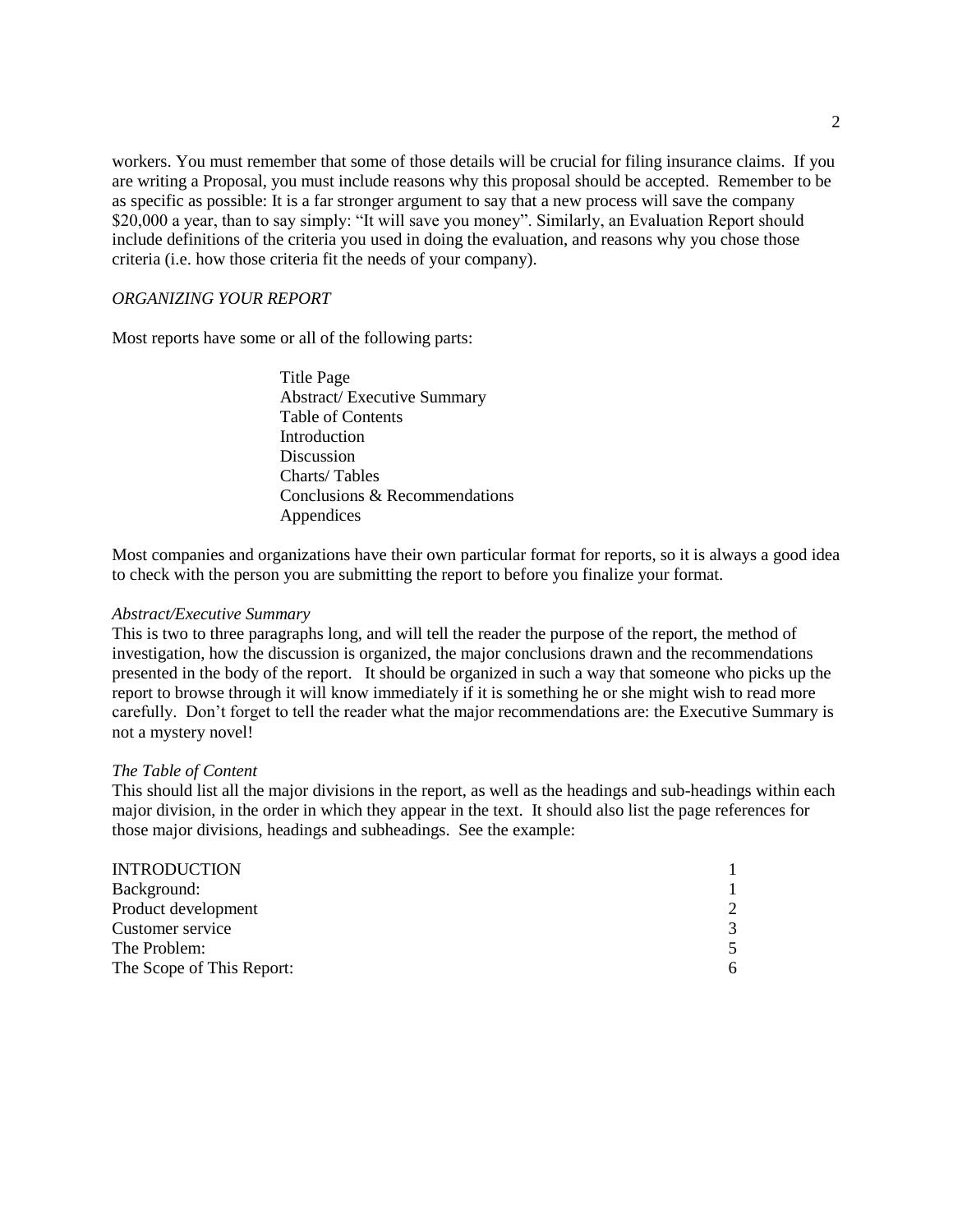workers. You must remember that some of those details will be crucial for filing insurance claims. If you are writing a Proposal, you must include reasons why this proposal should be accepted. Remember to be as specific as possible: It is a far stronger argument to say that a new process will save the company $20,000 a year, than to say simply: "It will save you money". Similarly, an Evaluation Report should include definitions of the criteria you used in doing the evaluation, and reasons why you chose those criteria (i.e. how those criteria fit the needs of your company).

## *ORGANIZING YOUR REPORT*

Most reports have some or all of the following parts:

- Title Page
- Abstract/ Executive Summary
- Table of Contents
- Introduction
- Discussion
- Charts/ Tables
- Conclusions & Recommendations
- Appendices

Most companies and organizations have their own particular format for reports, so it is always a good idea to check with the person you are submitting the report to before you finalize your format.

### *Abstract/Executive Summary*

This is two to three paragraphs long, and will tell the reader the purpose of the report, the method of investigation, how the discussion is organized, the major conclusions drawn and the recommendations presented in the body of the report. It should be organized in such a way that someone who picks up the report to browse through it will know immediately if it is something he or she might wish to read more carefully. Don't forget to tell the reader what the major recommendations are: the Executive Summary is not a mystery novel!

### *The Table of Content*

This should list all the major divisions in the report, as well as the headings and sub-headings within each major division, in the order in which they appear in the text. It should also list the page references for those major divisions, headings and subheadings. See the example:

| | |
|---|---|
| INTRODUCTION | 1 |
| Background: | 1 |
| Product development | 2 |
| Customer service | 3 |
| The Problem: | 5 |
| The Scope of This Report: | 6 |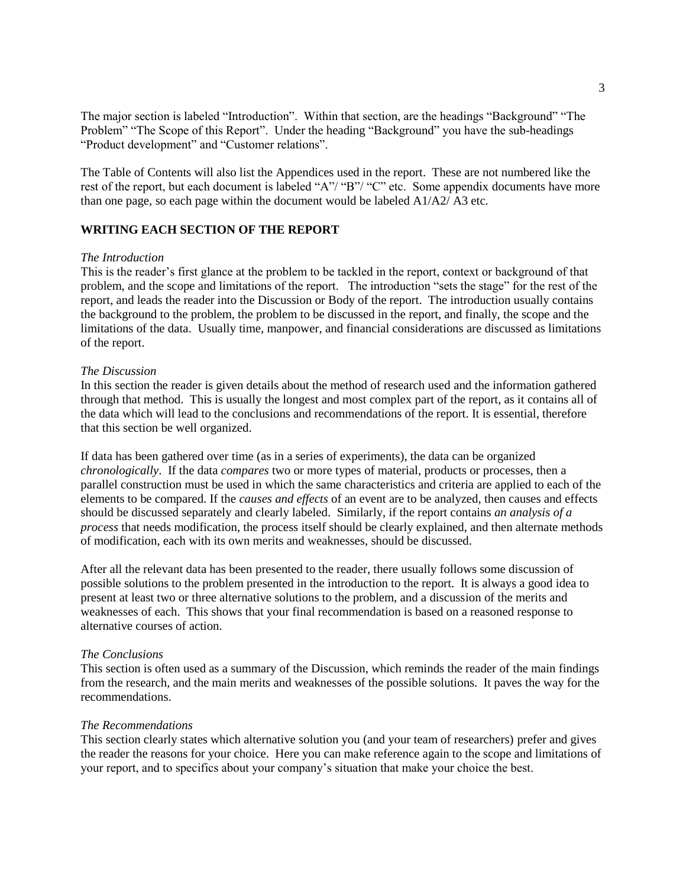The major section is labeled "Introduction". Within that section, are the headings "Background" "The Problem" "The Scope of this Report". Under the heading "Background" you have the sub-headings "Product development" and "Customer relations".

The Table of Contents will also list the Appendices used in the report. These are not numbered like the rest of the report, but each document is labeled "A"/ "B"/ "C" etc. Some appendix documents have more than one page, so each page within the document would be labeled A1/A2/ A3 etc.

## WRITING EACH SECTION OF THE REPORT

### *The Introduction*

This is the reader's first glance at the problem to be tackled in the report, context or background of that problem, and the scope and limitations of the report. The introduction "sets the stage" for the rest of the report, and leads the reader into the Discussion or Body of the report. The introduction usually contains the background to the problem, the problem to be discussed in the report, and finally, the scope and the limitations of the data. Usually time, manpower, and financial considerations are discussed as limitations of the report.

### *The Discussion*

In this section the reader is given details about the method of research used and the information gathered through that method. This is usually the longest and most complex part of the report, as it contains all of the data which will lead to the conclusions and recommendations of the report. It is essential, therefore that this section be well organized.

If data has been gathered over time (as in a series of experiments), the data can be organized *chronologically*. If the data *compares* two or more types of material, products or processes, then a parallel construction must be used in which the same characteristics and criteria are applied to each of the elements to be compared. If the *causes and effects* of an event are to be analyzed, then causes and effects should be discussed separately and clearly labeled. Similarly, if the report contains *an analysis of a process* that needs modification, the process itself should be clearly explained, and then alternate methods of modification, each with its own merits and weaknesses, should be discussed.

After all the relevant data has been presented to the reader, there usually follows some discussion of possible solutions to the problem presented in the introduction to the report. It is always a good idea to present at least two or three alternative solutions to the problem, and a discussion of the merits and weaknesses of each. This shows that your final recommendation is based on a reasoned response to alternative courses of action.

### *The Conclusions*

This section is often used as a summary of the Discussion, which reminds the reader of the main findings from the research, and the main merits and weaknesses of the possible solutions. It paves the way for the recommendations.

### *The Recommendations*

This section clearly states which alternative solution you (and your team of researchers) prefer and gives the reader the reasons for your choice. Here you can make reference again to the scope and limitations of your report, and to specifics about your company's situation that make your choice the best.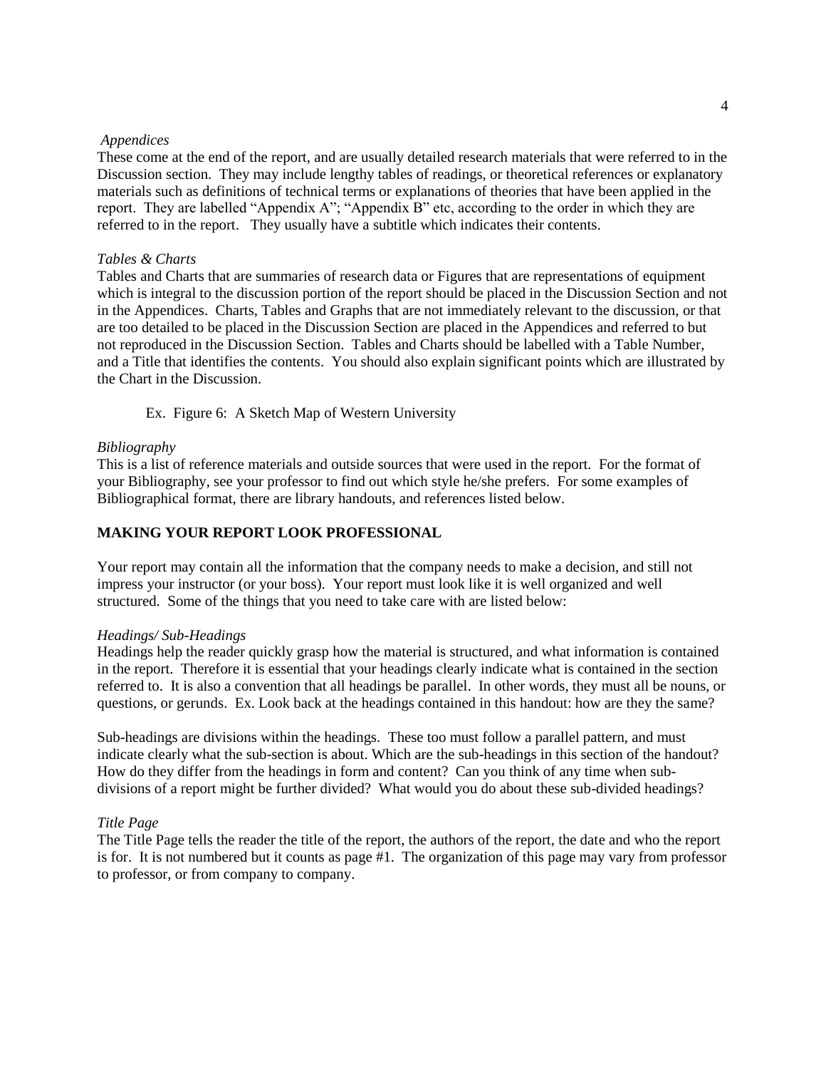*Appendices*

These come at the end of the report, and are usually detailed research materials that were referred to in the Discussion section. They may include lengthy tables of readings, or theoretical references or explanatory materials such as definitions of technical terms or explanations of theories that have been applied in the report. They are labelled "Appendix A"; "Appendix B" etc, according to the order in which they are referred to in the report. They usually have a subtitle which indicates their contents.

*Tables & Charts*

Tables and Charts that are summaries of research data or Figures that are representations of equipment which is integral to the discussion portion of the report should be placed in the Discussion Section and not in the Appendices. Charts, Tables and Graphs that are not immediately relevant to the discussion, or that are too detailed to be placed in the Discussion Section are placed in the Appendices and referred to but not reproduced in the Discussion Section. Tables and Charts should be labelled with a Table Number, and a Title that identifies the contents. You should also explain significant points which are illustrated by the Chart in the Discussion.

Ex. Figure 6: A Sketch Map of Western University

*Bibliography*

This is a list of reference materials and outside sources that were used in the report. For the format of your Bibliography, see your professor to find out which style he/she prefers. For some examples of Bibliographical format, there are library handouts, and references listed below.

## MAKING YOUR REPORT LOOK PROFESSIONAL

Your report may contain all the information that the company needs to make a decision, and still not impress your instructor (or your boss). Your report must look like it is well organized and well structured. Some of the things that you need to take care with are listed below:

*Headings/ Sub-Headings*

Headings help the reader quickly grasp how the material is structured, and what information is contained in the report. Therefore it is essential that your headings clearly indicate what is contained in the section referred to. It is also a convention that all headings be parallel. In other words, they must all be nouns, or questions, or gerunds. Ex. Look back at the headings contained in this handout: how are they the same?

Sub-headings are divisions within the headings. These too must follow a parallel pattern, and must indicate clearly what the sub-section is about. Which are the sub-headings in this section of the handout? How do they differ from the headings in form and content? Can you think of any time when sub-divisions of a report might be further divided? What would you do about these sub-divided headings?

*Title Page*

The Title Page tells the reader the title of the report, the authors of the report, the date and who the report is for. It is not numbered but it counts as page #1. The organization of this page may vary from professor to professor, or from company to company.